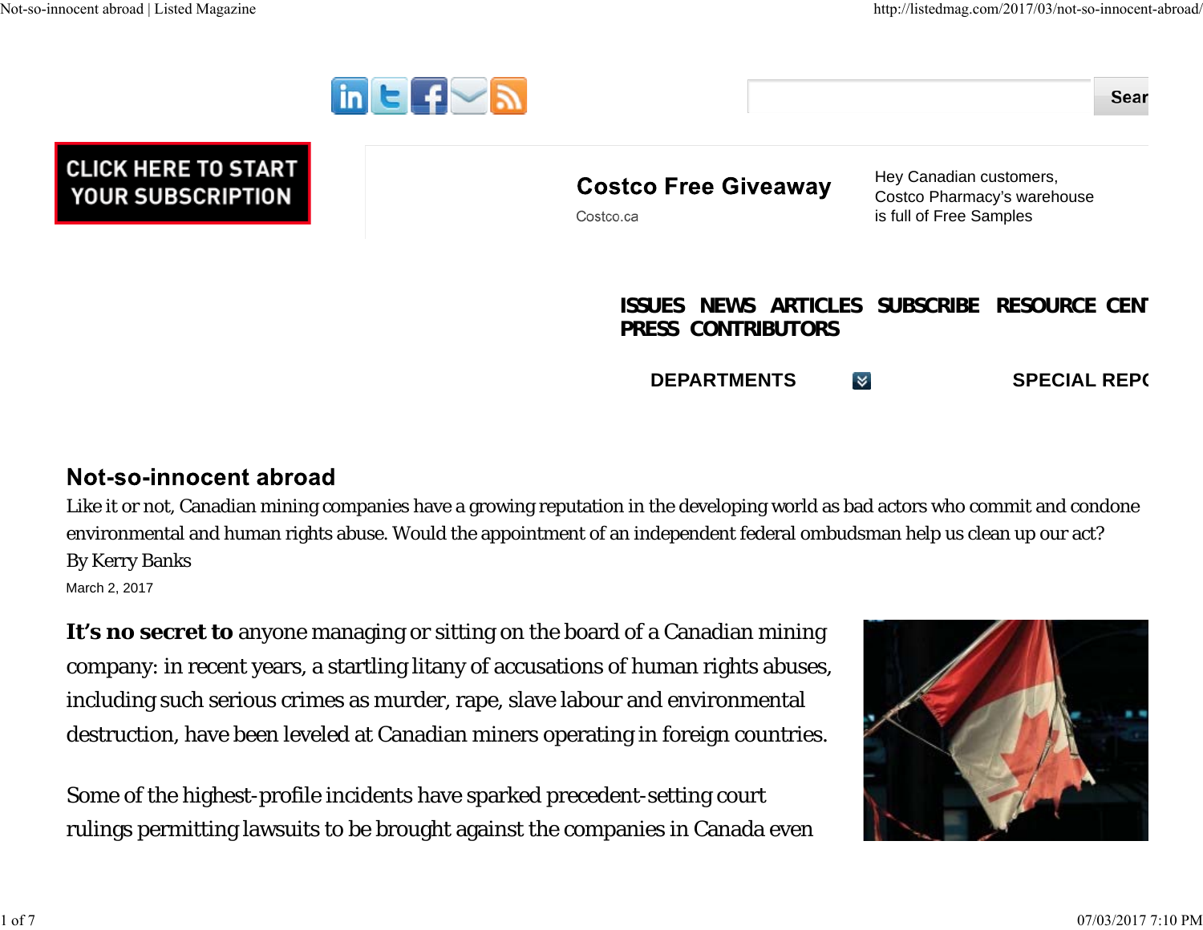# Not-so-innocent abroad

Like it or not, Canadian mining companies have a growing reputation in the developing world as bad actors who commit and condone environmental and human rights abuse. Would the appointment of an independent federal ombudsman help us clean up our act?

By Kerry Banks

March 2, 2017

**It's no secret to** anyone managing or sitting on the board of a Canadian mining company: in recent years, a startling litany of accusations of human rights abuses, including such serious crimes as murder, rape, slave labour and environmental destruction, have been leveled at Canadian miners operating in foreign countries.

Some of the highest-profile incidents have sparked precedent-setting court rulings permitting lawsuits to be brought against the companies in Canada even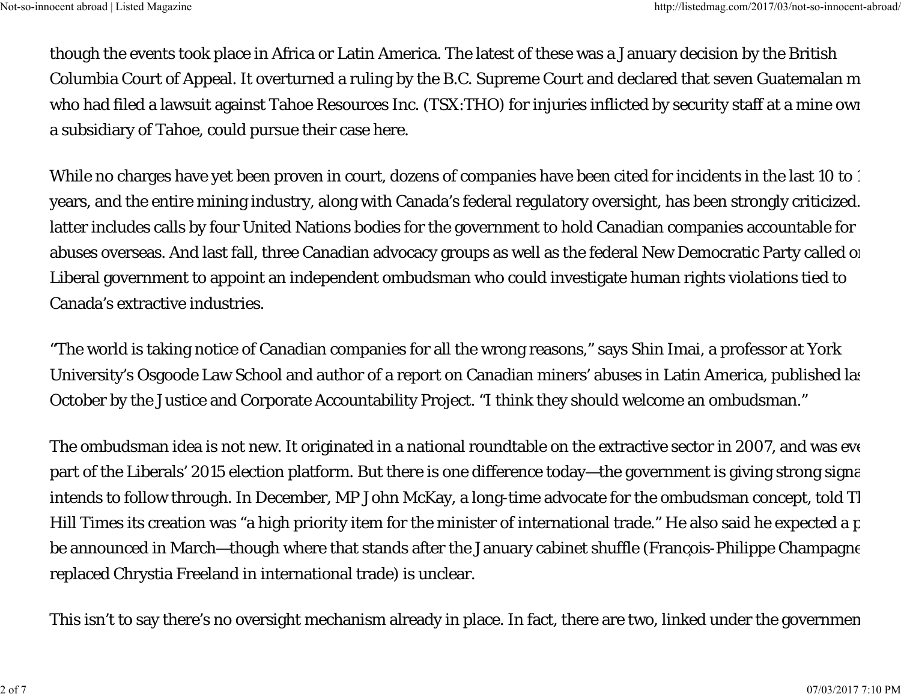though the events took place in Africa or Latin America. The latest of these was a January decision by the British Columbia Court of Appeal. It overturned a ruling by the B.C. Supreme Court and declared that seven Guatemalan m who had filed a lawsuit against Tahoe Resources Inc. (TSX:THO) for injuries inflicted by security staff at a mine owr a subsidiary of Tahoe, could pursue their case here.

While no charges have yet been proven in court, dozens of companies have been cited for incidents in the last 10 to 1 years, and the entire mining industry, along with Canada's federal regulatory oversight, has been strongly criticized. latter includes calls by four United Nations bodies for the government to hold Canadian companies accountable for abuses overseas. And last fall, three Canadian advocacy groups as well as the federal New Democratic Party called or Liberal government to appoint an independent ombudsman who could investigate human rights violations tied to Canada's extractive industries.

"The world is taking notice of Canadian companies for all the wrong reasons," says Shin Imai, a professor at York University's Osgoode Law School and author of a report on Canadian miners' abuses in Latin America, published las October by the Justice and Corporate Accountability Project. "I think they should welcome an ombudsman."

The ombudsman idea is not new. It originated in a national roundtable on the extractive sector in 2007, and was eve part of the Liberals' 2015 election platform. But there is one difference today—the government is giving strong signa intends to follow through. In December, MP John McKay, a long-time advocate for the ombudsman concept, told Tl Hill Times its creation was "a high priority item for the minister of international trade." He also said he expected a p be announced in March—though where that stands after the January cabinet shuffle (François-Philippe Champagne replaced Chrystia Freeland in international trade) is unclear.

This isn't to say there's no oversight mechanism already in place. In fact, there are two, linked under the governmen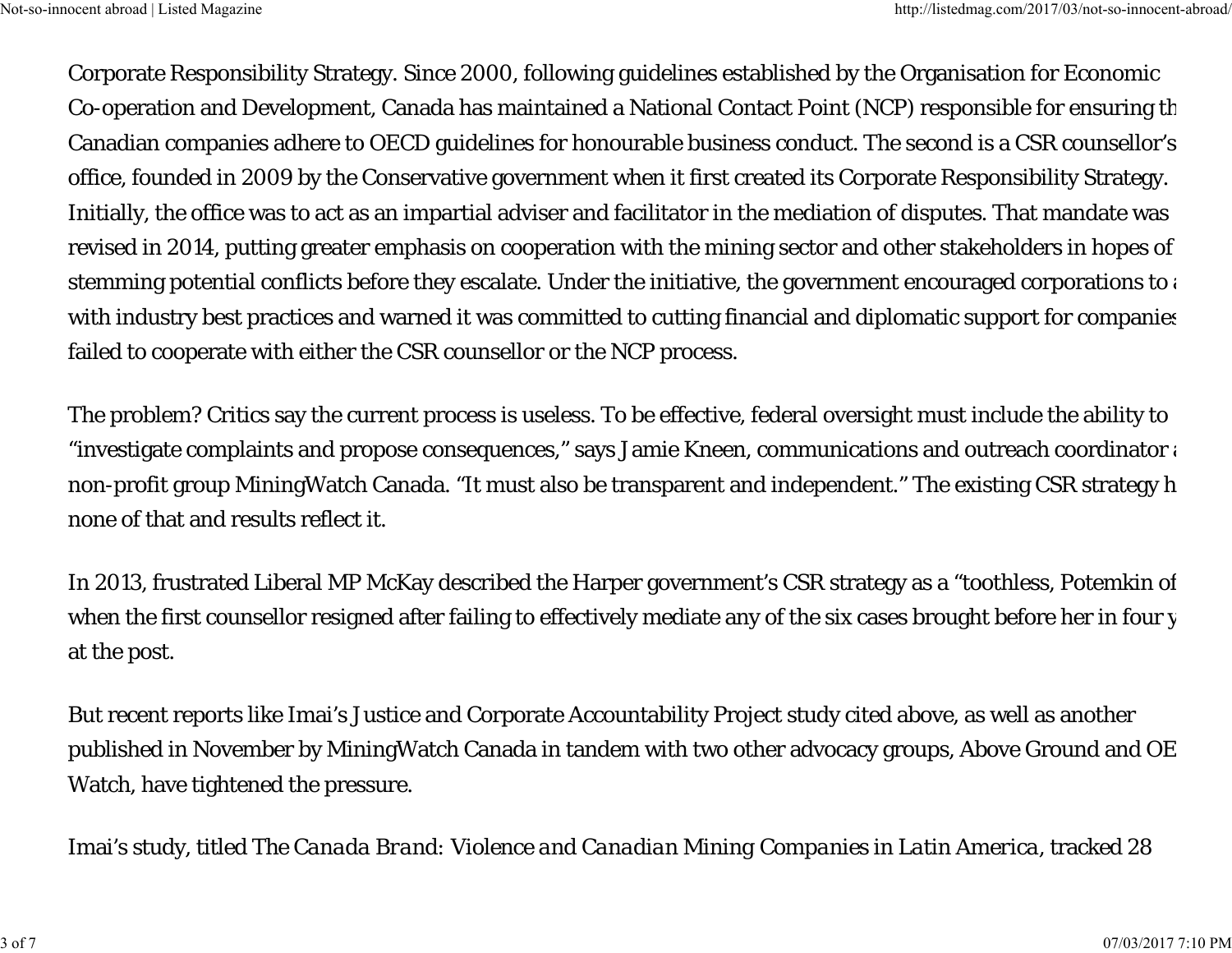Corporate Responsibility Strategy. Since 2000, following guidelines established by the Organisation for Economic Co-operation and Development, Canada has maintained a National Contact Point (NCP) responsible for ensuring th Canadian companies adhere to OECD guidelines for honourable business conduct. The second is a CSR counsellor's office, founded in 2009 by the Conservative government when it first created its Corporate Responsibility Strategy. Initially, the office was to act as an impartial adviser and facilitator in the mediation of disputes. That mandate was revised in 2014, putting greater emphasis on cooperation with the mining sector and other stakeholders in hopes of stemming potential conflicts before they escalate. Under the initiative, the government encouraged corporations to a with industry best practices and warned it was committed to cutting financial and diplomatic support for companies failed to cooperate with either the CSR counsellor or the NCP process.

The problem? Critics say the current process is useless. To be effective, federal oversight must include the ability to "investigate complaints and propose consequences," says Jamie Kneen, communications and outreach coordinator a non-profit group MiningWatch Canada. "It must also be transparent and independent." The existing CSR strategy h none of that and results reflect it.

In 2013, frustrated Liberal MP McKay described the Harper government's CSR strategy as a "toothless, Potemkin of when the first counsellor resigned after failing to effectively mediate any of the six cases brought before her in four y at the post.

But recent reports like Imai's Justice and Corporate Accountability Project study cited above, as well as another published in November by MiningWatch Canada in tandem with two other advocacy groups, Above Ground and OE Watch, have tightened the pressure.

Imai's study, titled *The Canada Brand: Violence and Canadian Mining Companies in Latin America*, tracked 28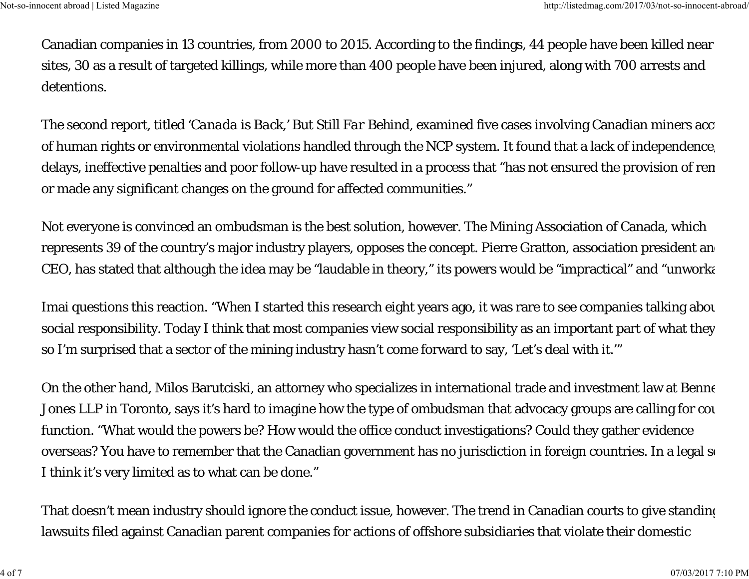Canadian companies in 13 countries, from 2000 to 2015. According to the findings, 44 people have been killed near sites, 30 as a result of targeted killings, while more than 400 people have been injured, along with 700 arrests and detentions.

The second report, titled *'Canada is Back,' But Still Far Behind*, examined five cases involving Canadian miners acc of human rights or environmental violations handled through the NCP system. It found that a lack of independence, delays, ineffective penalties and poor follow-up have resulted in a process that "has not ensured the provision of ren or made any significant changes on the ground for affected communities."

Not everyone is convinced an ombudsman is the best solution, however. The Mining Association of Canada, which represents 39 of the country's major industry players, opposes the concept. Pierre Gratton, association president an CEO, has stated that although the idea may be "laudable in theory," its powers would be "impractical" and "unworka

Imai questions this reaction. "When I started this research eight years ago, it was rare to see companies talking abou social responsibility. Today I think that most companies view social responsibility as an important part of what they so I'm surprised that a sector of the mining industry hasn't come forward to say, 'Let's deal with it.'"

On the other hand, Milos Barutciski, an attorney who specializes in international trade and investment law at Benne Jones LLP in Toronto, says it's hard to imagine how the type of ombudsman that advocacy groups are calling for cou function. "What would the powers be? How would the office conduct investigations? Could they gather evidence overseas? You have to remember that the Canadian government has no jurisdiction in foreign countries. In a legal s I think it's very limited as to what can be done."

That doesn't mean industry should ignore the conduct issue, however. The trend in Canadian courts to give standing lawsuits filed against Canadian parent companies for actions of offshore subsidiaries that violate their domestic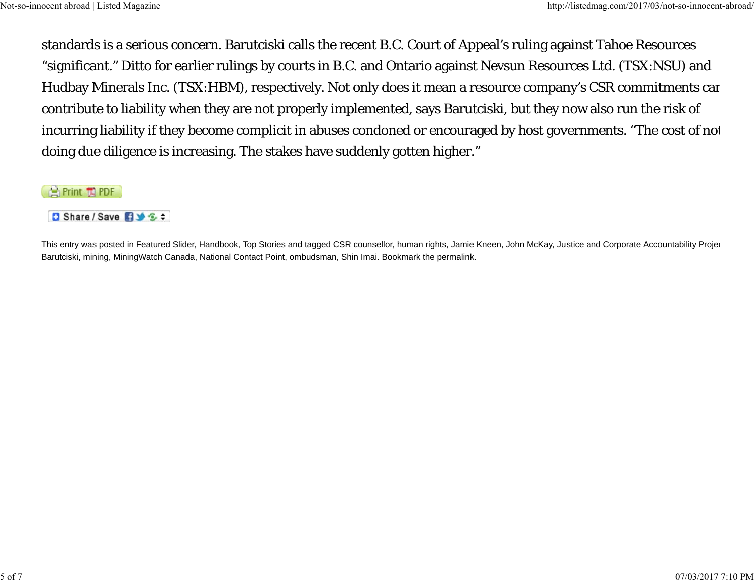standards is a serious concern. Barutciski calls the recent B.C. Court of Appeal's ruling against Tahoe Resources "significant." Ditto for earlier rulings by courts in B.C. and Ontario against Nevsun Resources Ltd. (TSX:NSU) and Hudbay Minerals Inc. (TSX:HBM), respectively. Not only does it mean a resource company's CSR commitments car contribute to liability when they are not properly implemented, says Barutciski, but they now also run the risk of incurring liability if they become complicit in abuses condoned or encouraged by host governments. "The cost of not doing due diligence is increasing. The stakes have suddenly gotten higher."

Print PDF

Share / Save

This entry was posted in Featured Slider, Handbook, Top Stories and tagged CSR counsellor, human rights, Jamie Kneen, John McKay, Justice and Corporate Accountability Proje Barutciski, mining, MiningWatch Canada, National Contact Point, ombudsman, Shin Imai. Bookmark the permalink.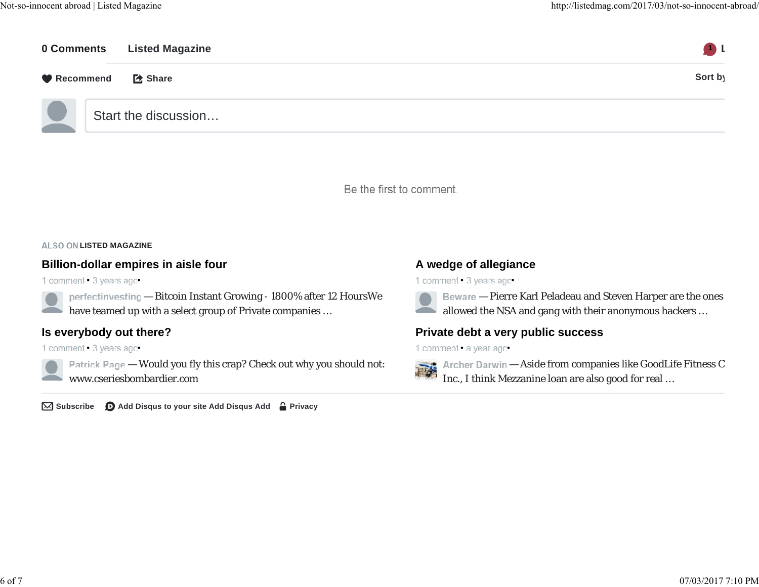0 Comments Listed Magazine

Recommend Share

Sort by

Start the discussion…

Be the first to comment.

ALSO ON LISTED MAGAZINE

### Billion-dollar empires in aisle four

1 comment • 3 years ago•

perfectinvesting — Bitcoin Instant Growing - 1800% after 12 HoursWe have teamed up with a select group of Private companies …

### A wedge of allegiance

1 comment • 3 years ago•

Beware — Pierre Karl Peladeau and Steven Harper are the ones allowed the NSA and gang with their anonymous hackers …

### Is everybody out there?

1 comment • 3 years ago•

Patrick Page — Would you fly this crap? Check out why you should not: www.cseriesbombardier.com

### Private debt a very public success

1 comment • a year ago•

Archer Darwin — Aside from companies like GoodLife Fitness C Inc., I think Mezzanine loan are also good for real …

Subscribe Add Disqus to your site Add Disqus Add Privacy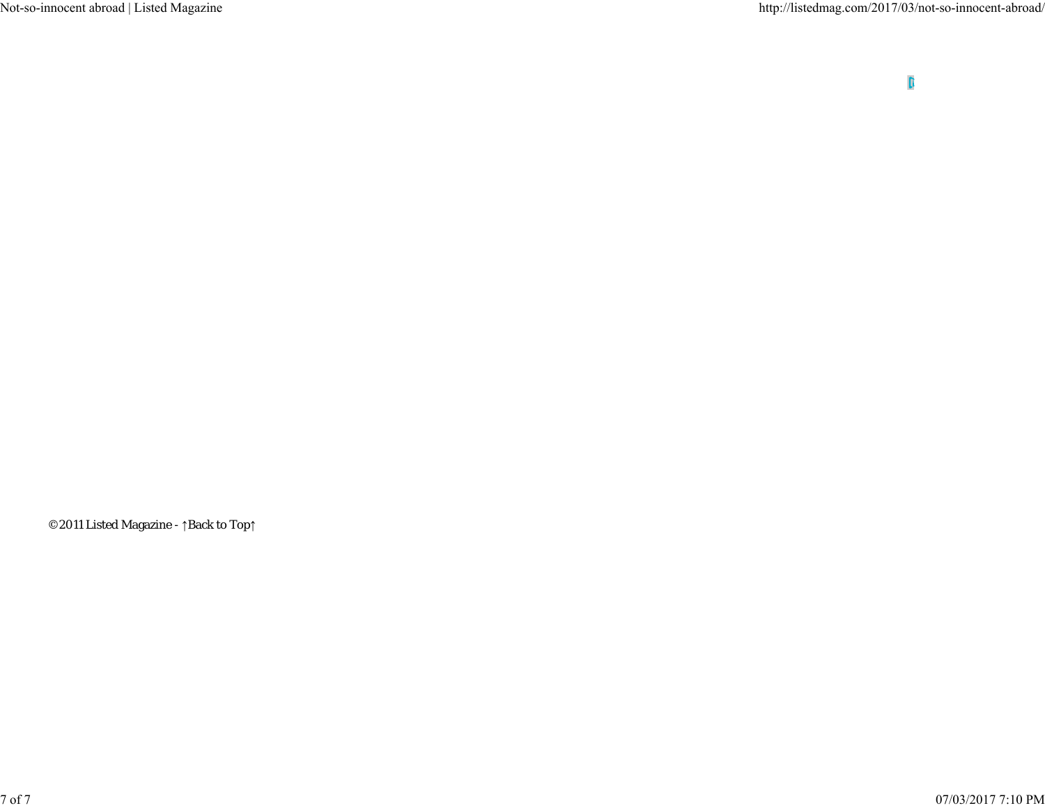©2011 Listed Magazine - ↑Back to Top↑